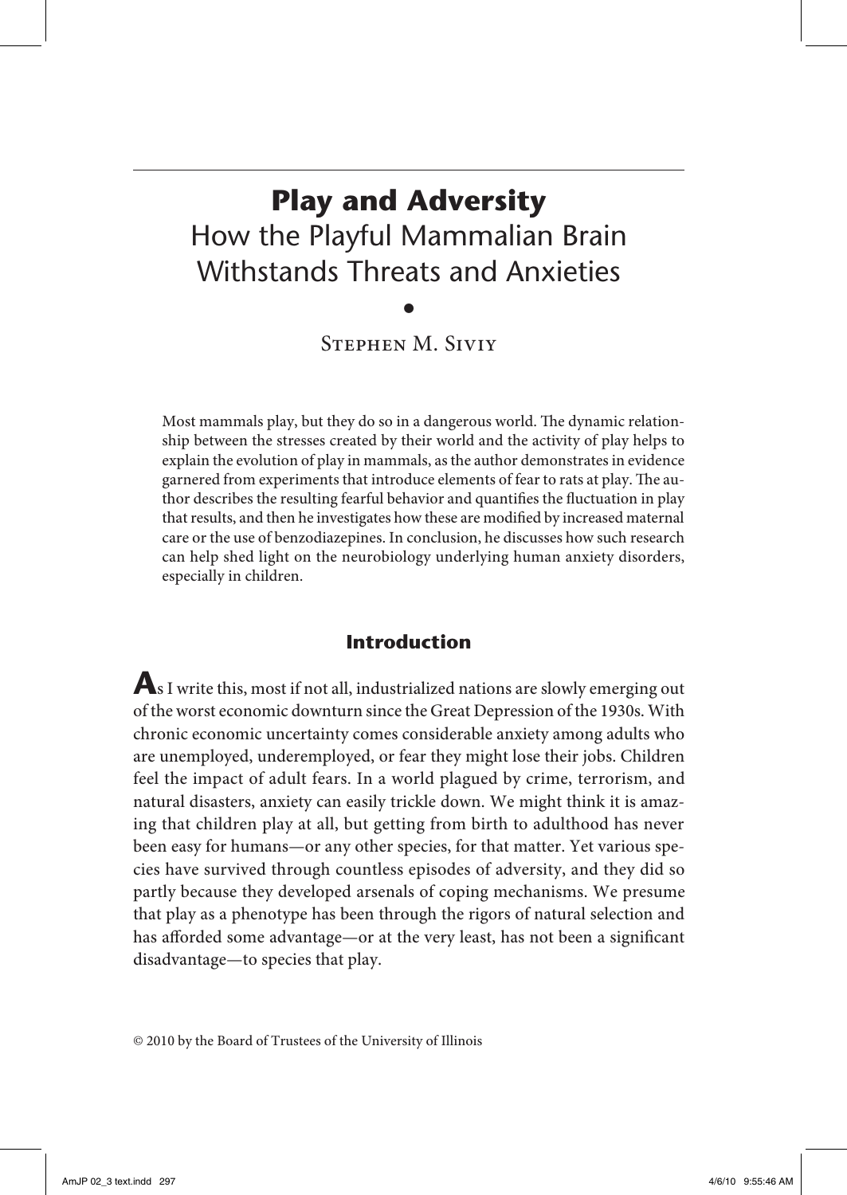# Play and Adversity

## How the Playful Mammalian Brain Withstands Threats and Anxieties

Stephen M. Siviy

Most mammals play, but they do so in a dangerous world. The dynamic relationship between the stresses created by their world and the activity of play helps to explain the evolution of play in mammals, as the author demonstrates in evidence garnered from experiments that introduce elements of fear to rats at play. The author describes the resulting fearful behavior and quantifies the fluctuation in play that results, and then he investigates how these are modified by increased maternal care or the use of benzodiazepines. In conclusion, he discusses how such research can help shed light on the neurobiology underlying human anxiety disorders, especially in children.

## Introduction

As I write this, most if not all, industrialized nations are slowly emerging out of the worst economic downturn since the Great Depression of the 1930s. With chronic economic uncertainty comes considerable anxiety among adults who are unemployed, underemployed, or fear they might lose their jobs. Children feel the impact of adult fears. In a world plagued by crime, terrorism, and natural disasters, anxiety can easily trickle down. We might think it is amazing that children play at all, but getting from birth to adulthood has never been easy for humans—or any other species, for that matter. Yet various species have survived through countless episodes of adversity, and they did so partly because they developed arsenals of coping mechanisms. We presume that play as a phenotype has been through the rigors of natural selection and has afforded some advantage—or at the very least, has not been a significant disadvantage—to species that play.

© 2010 by the Board of Trustees of the University of Illinois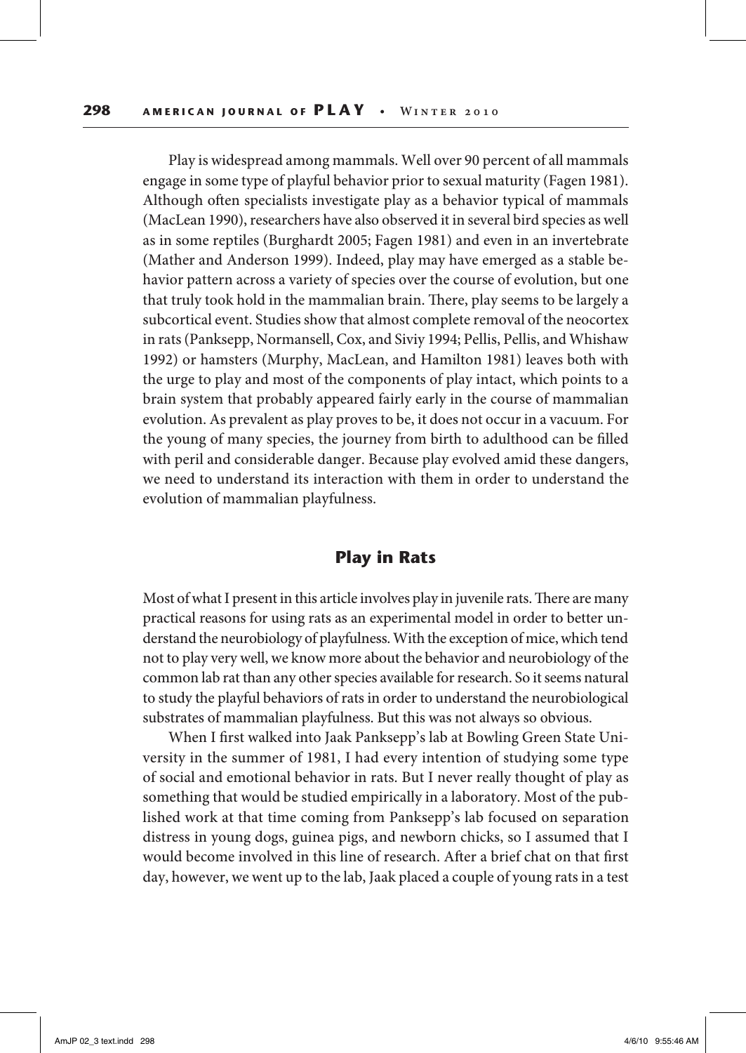Play is widespread among mammals. Well over 90 percent of all mammals engage in some type of playful behavior prior to sexual maturity (Fagen 1981). Although often specialists investigate play as a behavior typical of mammals (MacLean 1990), researchers have also observed it in several bird species as well as in some reptiles (Burghardt 2005; Fagen 1981) and even in an invertebrate (Mather and Anderson 1999). Indeed, play may have emerged as a stable behavior pattern across a variety of species over the course of evolution, but one that truly took hold in the mammalian brain. There, play seems to be largely a subcortical event. Studies show that almost complete removal of the neocortex in rats (Panksepp, Normansell, Cox, and Siviy 1994; Pellis, Pellis, and Whishaw 1992) or hamsters (Murphy, MacLean, and Hamilton 1981) leaves both with the urge to play and most of the components of play intact, which points to a brain system that probably appeared fairly early in the course of mammalian evolution. As prevalent as play proves to be, it does not occur in a vacuum. For the young of many species, the journey from birth to adulthood can be filled with peril and considerable danger. Because play evolved amid these dangers, we need to understand its interaction with them in order to understand the evolution of mammalian playfulness.

## Play in Rats

Most of what I present in this article involves play in juvenile rats. There are many practical reasons for using rats as an experimental model in order to better understand the neurobiology of playfulness. With the exception of mice, which tend not to play very well, we know more about the behavior and neurobiology of the common lab rat than any other species available for research. So it seems natural to study the playful behaviors of rats in order to understand the neurobiological substrates of mammalian playfulness. But this was not always so obvious.

When I first walked into Jaak Panksepp's lab at Bowling Green State University in the summer of 1981, I had every intention of studying some type of social and emotional behavior in rats. But I never really thought of play as something that would be studied empirically in a laboratory. Most of the published work at that time coming from Panksepp's lab focused on separation distress in young dogs, guinea pigs, and newborn chicks, so I assumed that I would become involved in this line of research. After a brief chat on that first day, however, we went up to the lab, Jaak placed a couple of young rats in a test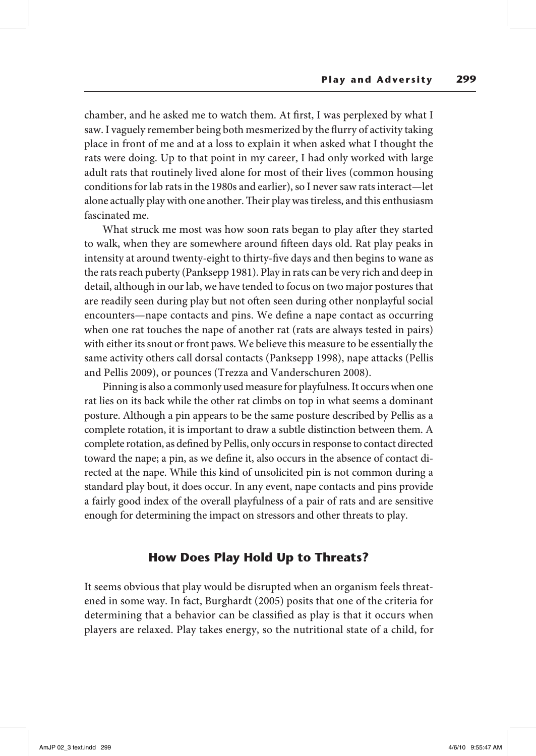chamber, and he asked me to watch them. At first, I was perplexed by what I saw. I vaguely remember being both mesmerized by the flurry of activity taking place in front of me and at a loss to explain it when asked what I thought the rats were doing. Up to that point in my career, I had only worked with large adult rats that routinely lived alone for most of their lives (common housing conditions for lab rats in the 1980s and earlier), so I never saw rats interact—let alone actually play with one another. Their play was tireless, and this enthusiasm fascinated me.

What struck me most was how soon rats began to play after they started to walk, when they are somewhere around fifteen days old. Rat play peaks in intensity at around twenty-eight to thirty-five days and then begins to wane as the rats reach puberty (Panksepp 1981). Play in rats can be very rich and deep in detail, although in our lab, we have tended to focus on two major postures that are readily seen during play but not often seen during other nonplayful social encounters—nape contacts and pins. We define a nape contact as occurring when one rat touches the nape of another rat (rats are always tested in pairs) with either its snout or front paws. We believe this measure to be essentially the same activity others call dorsal contacts (Panksepp 1998), nape attacks (Pellis and Pellis 2009), or pounces (Trezza and Vanderschuren 2008).

Pinning is also a commonly used measure for playfulness. It occurs when one rat lies on its back while the other rat climbs on top in what seems a dominant posture. Although a pin appears to be the same posture described by Pellis as a complete rotation, it is important to draw a subtle distinction between them. A complete rotation, as defined by Pellis, only occurs in response to contact directed toward the nape; a pin, as we define it, also occurs in the absence of contact directed at the nape. While this kind of unsolicited pin is not common during a standard play bout, it does occur. In any event, nape contacts and pins provide a fairly good index of the overall playfulness of a pair of rats and are sensitive enough for determining the impact on stressors and other threats to play.

## How Does Play Hold Up to Threats?

It seems obvious that play would be disrupted when an organism feels threatened in some way. In fact, Burghardt (2005) posits that one of the criteria for determining that a behavior can be classified as play is that it occurs when players are relaxed. Play takes energy, so the nutritional state of a child, for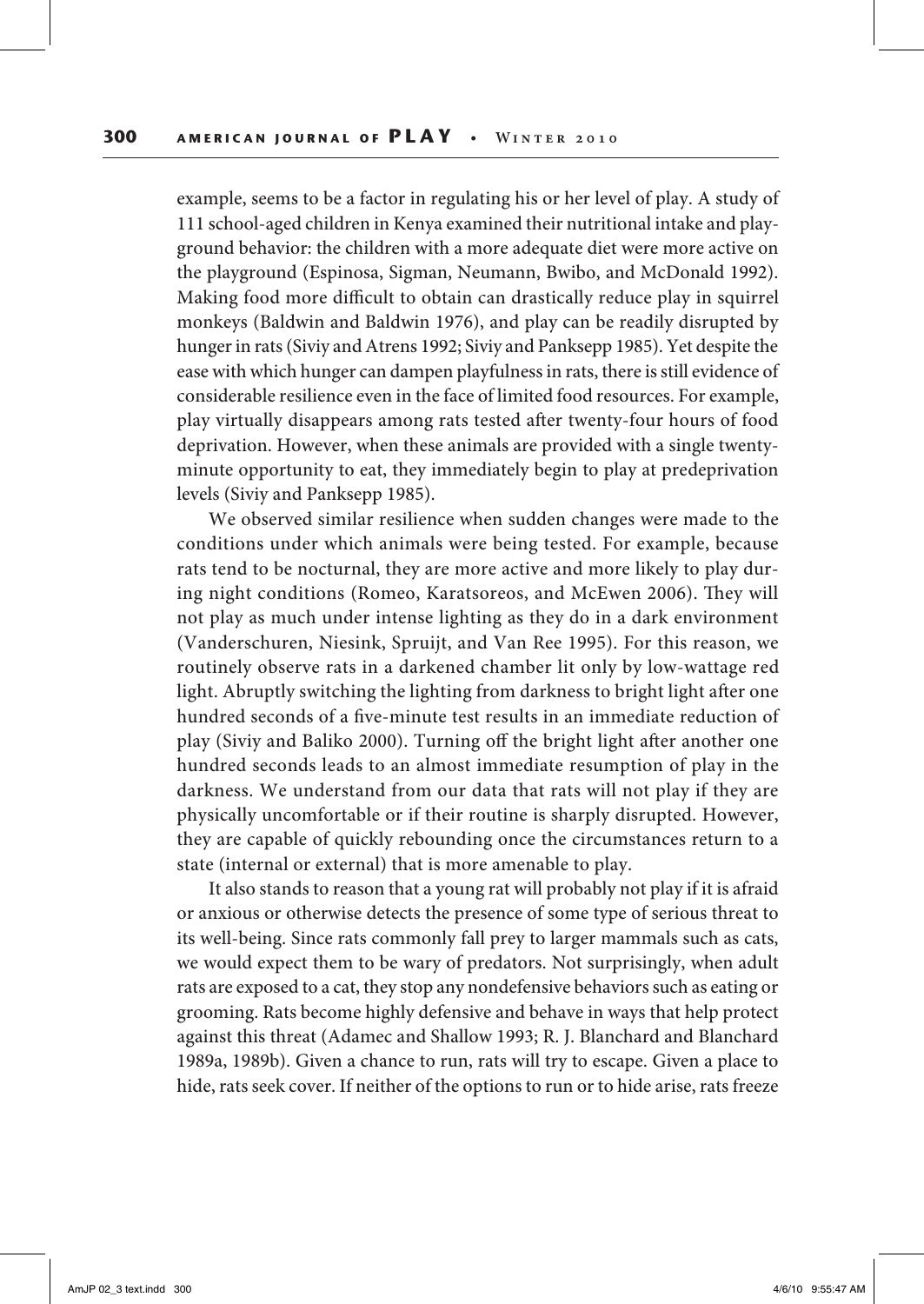example, seems to be a factor in regulating his or her level of play. A study of 111 school-aged children in Kenya examined their nutritional intake and playground behavior: the children with a more adequate diet were more active on the playground (Espinosa, Sigman, Neumann, Bwibo, and McDonald 1992). Making food more difficult to obtain can drastically reduce play in squirrel monkeys (Baldwin and Baldwin 1976), and play can be readily disrupted by hunger in rats (Siviy and Atrens 1992; Siviy and Panksepp 1985). Yet despite the ease with which hunger can dampen playfulness in rats, there is still evidence of considerable resilience even in the face of limited food resources. For example, play virtually disappears among rats tested after twenty-four hours of food deprivation. However, when these animals are provided with a single twenty-minute opportunity to eat, they immediately begin to play at predeprivation levels (Siviy and Panksepp 1985).

We observed similar resilience when sudden changes were made to the conditions under which animals were being tested. For example, because rats tend to be nocturnal, they are more active and more likely to play during night conditions (Romeo, Karatsoreos, and McEwen 2006). They will not play as much under intense lighting as they do in a dark environment (Vanderschuren, Niesink, Spruijt, and Van Ree 1995). For this reason, we routinely observe rats in a darkened chamber lit only by low-wattage red light. Abruptly switching the lighting from darkness to bright light after one hundred seconds of a five-minute test results in an immediate reduction of play (Siviy and Baliko 2000). Turning off the bright light after another one hundred seconds leads to an almost immediate resumption of play in the darkness. We understand from our data that rats will not play if they are physically uncomfortable or if their routine is sharply disrupted. However, they are capable of quickly rebounding once the circumstances return to a state (internal or external) that is more amenable to play.

It also stands to reason that a young rat will probably not play if it is afraid or anxious or otherwise detects the presence of some type of serious threat to its well-being. Since rats commonly fall prey to larger mammals such as cats, we would expect them to be wary of predators. Not surprisingly, when adult rats are exposed to a cat, they stop any nondefensive behaviors such as eating or grooming. Rats become highly defensive and behave in ways that help protect against this threat (Adamec and Shallow 1993; R. J. Blanchard and Blanchard 1989a, 1989b). Given a chance to run, rats will try to escape. Given a place to hide, rats seek cover. If neither of the options to run or to hide arise, rats freeze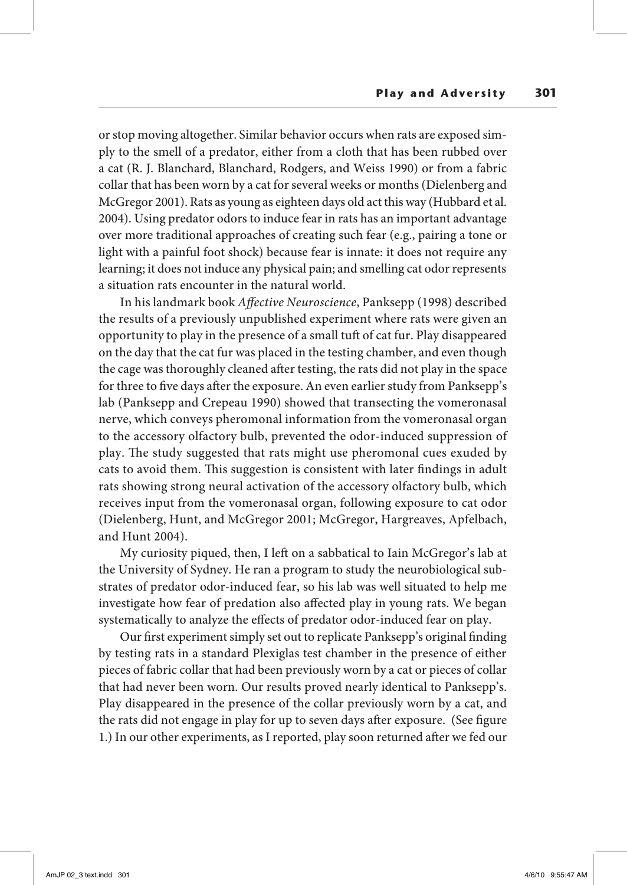or stop moving altogether. Similar behavior occurs when rats are exposed simply to the smell of a predator, either from a cloth that has been rubbed over a cat (R. J. Blanchard, Blanchard, Rodgers, and Weiss 1990) or from a fabric collar that has been worn by a cat for several weeks or months (Dielenberg and McGregor 2001). Rats as young as eighteen days old act this way (Hubbard et al. 2004). Using predator odors to induce fear in rats has an important advantage over more traditional approaches of creating such fear (e.g., pairing a tone or light with a painful foot shock) because fear is innate: it does not require any learning; it does not induce any physical pain; and smelling cat odor represents a situation rats encounter in the natural world.

In his landmark book *Affective Neuroscience*, Panksepp (1998) described the results of a previously unpublished experiment where rats were given an opportunity to play in the presence of a small tuft of cat fur. Play disappeared on the day that the cat fur was placed in the testing chamber, and even though the cage was thoroughly cleaned after testing, the rats did not play in the space for three to five days after the exposure. An even earlier study from Panksepp's lab (Panksepp and Crepeau 1990) showed that transecting the vomeronasal nerve, which conveys pheromonal information from the vomeronasal organ to the accessory olfactory bulb, prevented the odor-induced suppression of play. The study suggested that rats might use pheromonal cues exuded by cats to avoid them. This suggestion is consistent with later findings in adult rats showing strong neural activation of the accessory olfactory bulb, which receives input from the vomeronasal organ, following exposure to cat odor (Dielenberg, Hunt, and McGregor 2001; McGregor, Hargreaves, Apfelbach, and Hunt 2004).

My curiosity piqued, then, I left on a sabbatical to Iain McGregor's lab at the University of Sydney. He ran a program to study the neurobiological substrates of predator odor-induced fear, so his lab was well situated to help me investigate how fear of predation also affected play in young rats. We began systematically to analyze the effects of predator odor-induced fear on play.

Our first experiment simply set out to replicate Panksepp's original finding by testing rats in a standard Plexiglas test chamber in the presence of either pieces of fabric collar that had been previously worn by a cat or pieces of collar that had never been worn. Our results proved nearly identical to Panksepp's. Play disappeared in the presence of the collar previously worn by a cat, and the rats did not engage in play for up to seven days after exposure. (See figure 1.) In our other experiments, as I reported, play soon returned after we fed our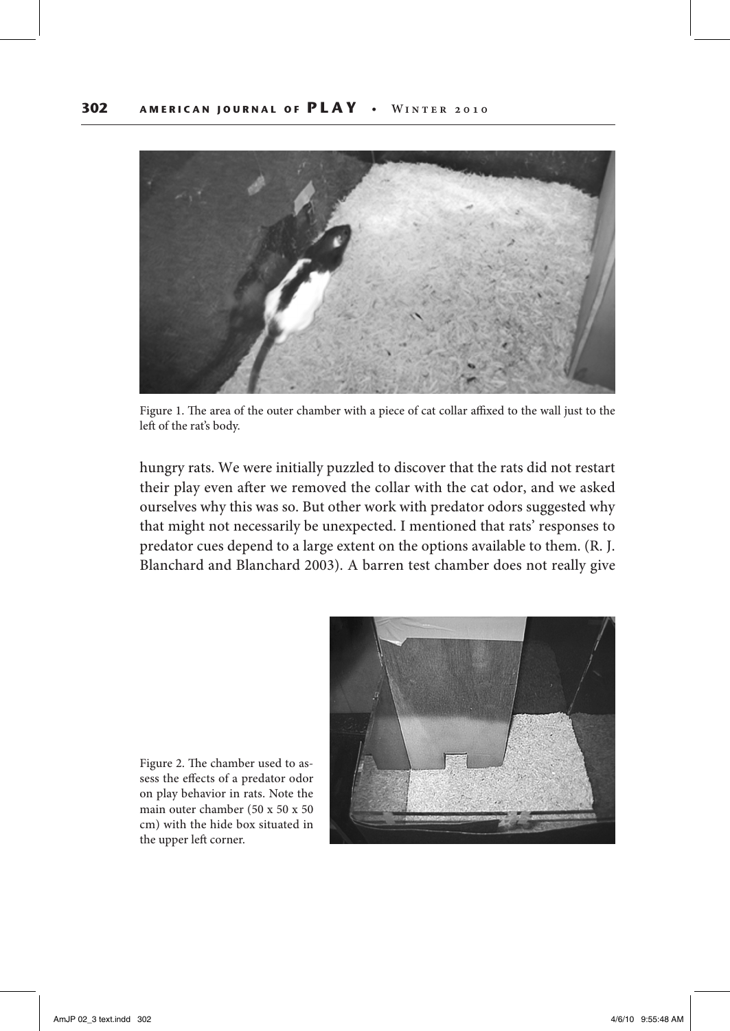Figure 1. The area of the outer chamber with a piece of cat collar affixed to the wall just to the left of the rat's body.

hungry rats. We were initially puzzled to discover that the rats did not restart their play even after we removed the collar with the cat odor, and we asked ourselves why this was so. But other work with predator odors suggested why that might not necessarily be unexpected. I mentioned that rats' responses to predator cues depend to a large extent on the options available to them. (R. J. Blanchard and Blanchard 2003). A barren test chamber does not really give

Figure 2. The chamber used to assess the effects of a predator odor on play behavior in rats. Note the main outer chamber (50 x 50 x 50 cm) with the hide box situated in the upper left corner.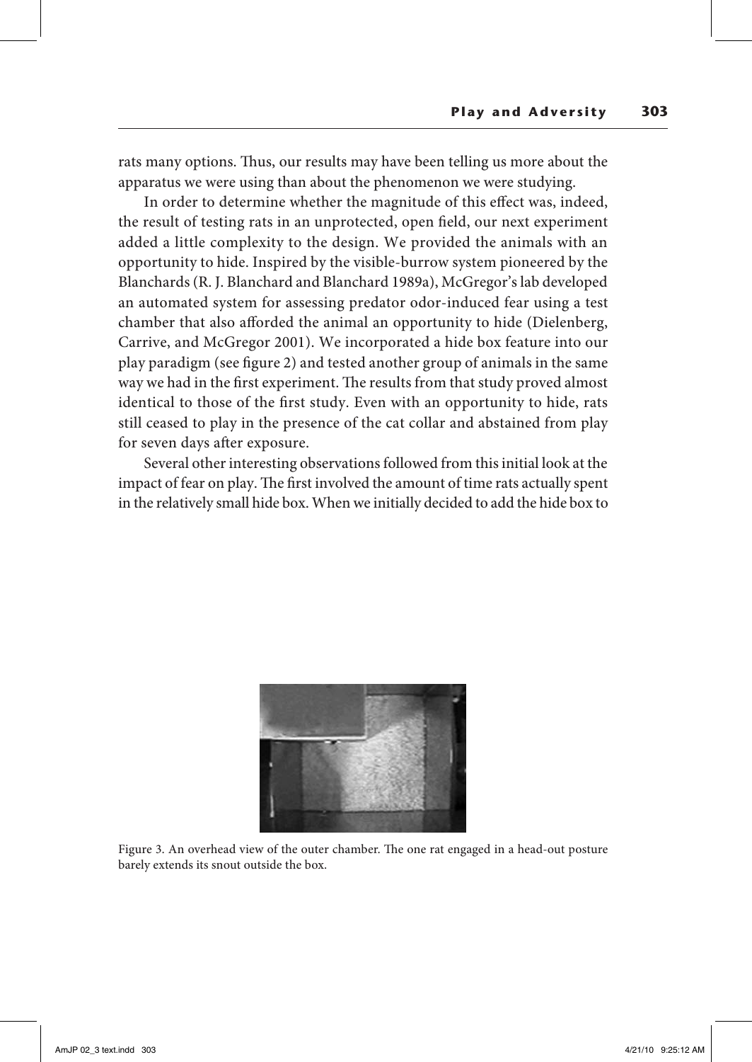rats many options. Thus, our results may have been telling us more about the apparatus we were using than about the phenomenon we were studying.

In order to determine whether the magnitude of this effect was, indeed, the result of testing rats in an unprotected, open field, our next experiment added a little complexity to the design. We provided the animals with an opportunity to hide. Inspired by the visible-burrow system pioneered by the Blanchards (R. J. Blanchard and Blanchard 1989a), McGregor's lab developed an automated system for assessing predator odor-induced fear using a test chamber that also afforded the animal an opportunity to hide (Dielenberg, Carrive, and McGregor 2001). We incorporated a hide box feature into our play paradigm (see figure 2) and tested another group of animals in the same way we had in the first experiment. The results from that study proved almost identical to those of the first study. Even with an opportunity to hide, rats still ceased to play in the presence of the cat collar and abstained from play for seven days after exposure.

Several other interesting observations followed from this initial look at the impact of fear on play. The first involved the amount of time rats actually spent in the relatively small hide box. When we initially decided to add the hide box to

Figure 3. An overhead view of the outer chamber. The one rat engaged in a head-out posture barely extends its snout outside the box.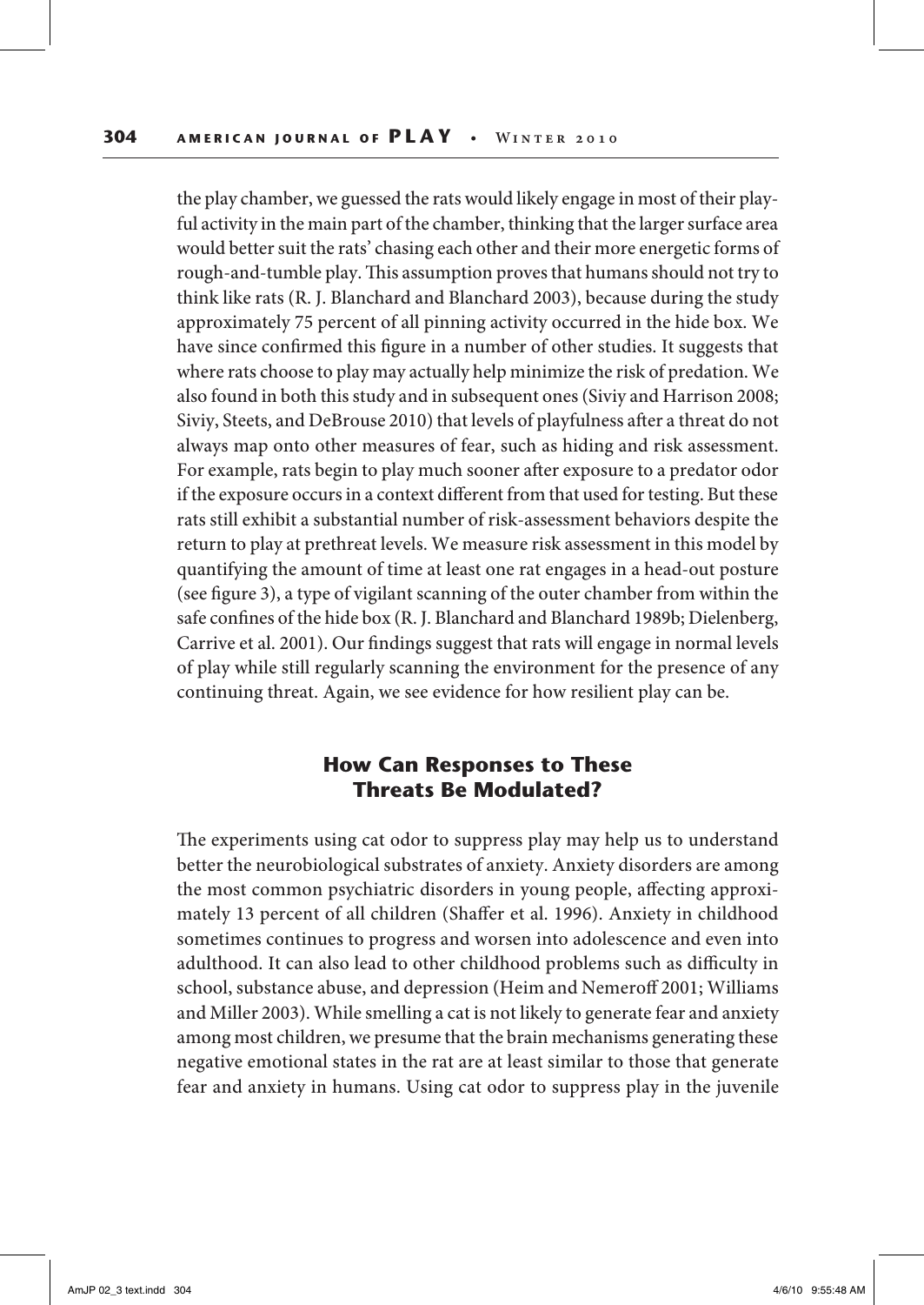the play chamber, we guessed the rats would likely engage in most of their playful activity in the main part of the chamber, thinking that the larger surface area would better suit the rats' chasing each other and their more energetic forms of rough-and-tumble play. This assumption proves that humans should not try to think like rats (R. J. Blanchard and Blanchard 2003), because during the study approximately 75 percent of all pinning activity occurred in the hide box. We have since confirmed this figure in a number of other studies. It suggests that where rats choose to play may actually help minimize the risk of predation. We also found in both this study and in subsequent ones (Siviy and Harrison 2008; Siviy, Steets, and DeBrouse 2010) that levels of playfulness after a threat do not always map onto other measures of fear, such as hiding and risk assessment. For example, rats begin to play much sooner after exposure to a predator odor if the exposure occurs in a context different from that used for testing. But these rats still exhibit a substantial number of risk-assessment behaviors despite the return to play at prethreat levels. We measure risk assessment in this model by quantifying the amount of time at least one rat engages in a head-out posture (see figure 3), a type of vigilant scanning of the outer chamber from within the safe confines of the hide box (R. J. Blanchard and Blanchard 1989b; Dielenberg, Carrive et al. 2001). Our findings suggest that rats will engage in normal levels of play while still regularly scanning the environment for the presence of any continuing threat. Again, we see evidence for how resilient play can be.

## How Can Responses to These Threats Be Modulated?

The experiments using cat odor to suppress play may help us to understand better the neurobiological substrates of anxiety. Anxiety disorders are among the most common psychiatric disorders in young people, affecting approximately 13 percent of all children (Shaffer et al. 1996). Anxiety in childhood sometimes continues to progress and worsen into adolescence and even into adulthood. It can also lead to other childhood problems such as difficulty in school, substance abuse, and depression (Heim and Nemeroff 2001; Williams and Miller 2003). While smelling a cat is not likely to generate fear and anxiety among most children, we presume that the brain mechanisms generating these negative emotional states in the rat are at least similar to those that generate fear and anxiety in humans. Using cat odor to suppress play in the juvenile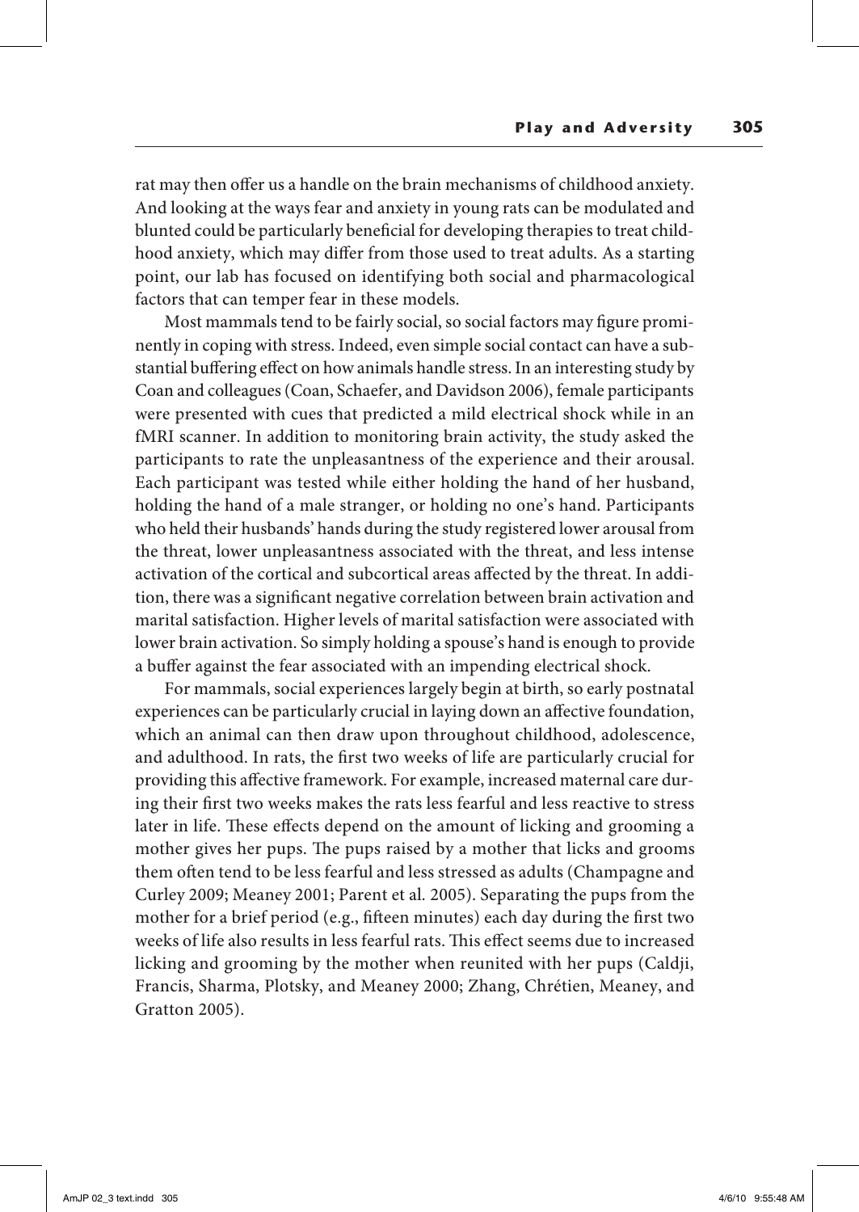rat may then offer us a handle on the brain mechanisms of childhood anxiety. And looking at the ways fear and anxiety in young rats can be modulated and blunted could be particularly beneficial for developing therapies to treat childhood anxiety, which may differ from those used to treat adults. As a starting point, our lab has focused on identifying both social and pharmacological factors that can temper fear in these models.

Most mammals tend to be fairly social, so social factors may figure prominently in coping with stress. Indeed, even simple social contact can have a substantial buffering effect on how animals handle stress. In an interesting study by Coan and colleagues (Coan, Schaefer, and Davidson 2006), female participants were presented with cues that predicted a mild electrical shock while in an fMRI scanner. In addition to monitoring brain activity, the study asked the participants to rate the unpleasantness of the experience and their arousal. Each participant was tested while either holding the hand of her husband, holding the hand of a male stranger, or holding no one's hand. Participants who held their husbands' hands during the study registered lower arousal from the threat, lower unpleasantness associated with the threat, and less intense activation of the cortical and subcortical areas affected by the threat. In addition, there was a significant negative correlation between brain activation and marital satisfaction. Higher levels of marital satisfaction were associated with lower brain activation. So simply holding a spouse's hand is enough to provide a buffer against the fear associated with an impending electrical shock.

For mammals, social experiences largely begin at birth, so early postnatal experiences can be particularly crucial in laying down an affective foundation, which an animal can then draw upon throughout childhood, adolescence, and adulthood. In rats, the first two weeks of life are particularly crucial for providing this affective framework. For example, increased maternal care during their first two weeks makes the rats less fearful and less reactive to stress later in life. These effects depend on the amount of licking and grooming a mother gives her pups. The pups raised by a mother that licks and grooms them often tend to be less fearful and less stressed as adults (Champagne and Curley 2009; Meaney 2001; Parent et al. 2005). Separating the pups from the mother for a brief period (e.g., fifteen minutes) each day during the first two weeks of life also results in less fearful rats. This effect seems due to increased licking and grooming by the mother when reunited with her pups (Caldji, Francis, Sharma, Plotsky, and Meaney 2000; Zhang, Chrétien, Meaney, and Gratton 2005).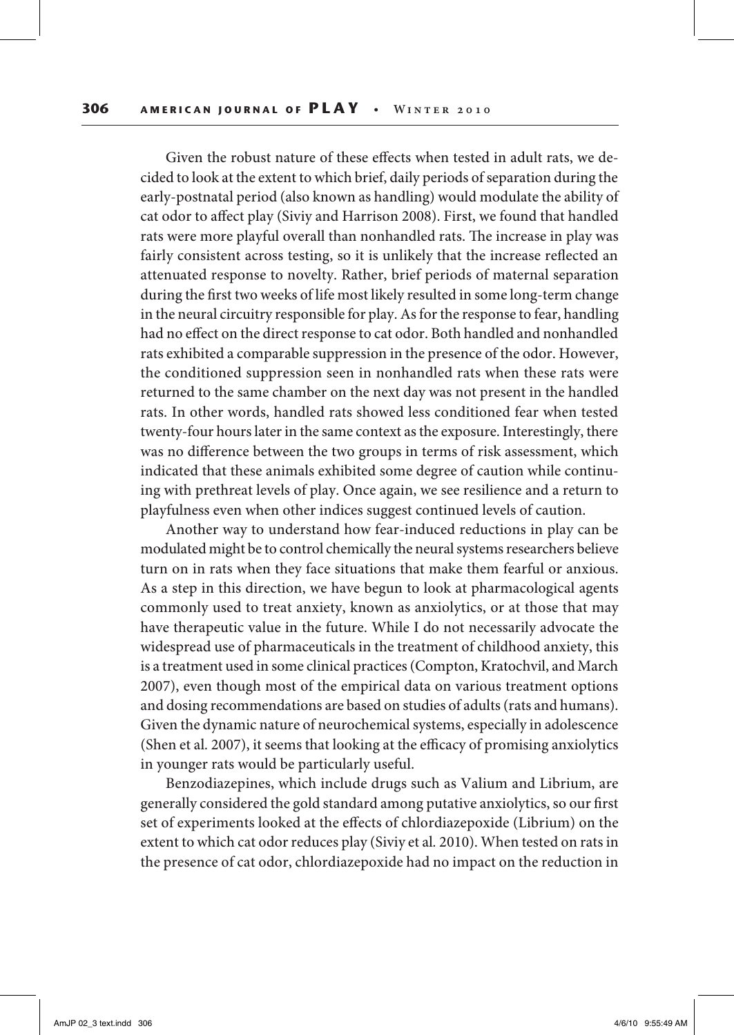Given the robust nature of these effects when tested in adult rats, we decided to look at the extent to which brief, daily periods of separation during the early-postnatal period (also known as handling) would modulate the ability of cat odor to affect play (Siviy and Harrison 2008). First, we found that handled rats were more playful overall than nonhandled rats. The increase in play was fairly consistent across testing, so it is unlikely that the increase reflected an attenuated response to novelty. Rather, brief periods of maternal separation during the first two weeks of life most likely resulted in some long-term change in the neural circuitry responsible for play. As for the response to fear, handling had no effect on the direct response to cat odor. Both handled and nonhandled rats exhibited a comparable suppression in the presence of the odor. However, the conditioned suppression seen in nonhandled rats when these rats were returned to the same chamber on the next day was not present in the handled rats. In other words, handled rats showed less conditioned fear when tested twenty-four hours later in the same context as the exposure. Interestingly, there was no difference between the two groups in terms of risk assessment, which indicated that these animals exhibited some degree of caution while continuing with prethreat levels of play. Once again, we see resilience and a return to playfulness even when other indices suggest continued levels of caution.

Another way to understand how fear-induced reductions in play can be modulated might be to control chemically the neural systems researchers believe turn on in rats when they face situations that make them fearful or anxious. As a step in this direction, we have begun to look at pharmacological agents commonly used to treat anxiety, known as anxiolytics, or at those that may have therapeutic value in the future. While I do not necessarily advocate the widespread use of pharmaceuticals in the treatment of childhood anxiety, this is a treatment used in some clinical practices (Compton, Kratochvil, and March 2007), even though most of the empirical data on various treatment options and dosing recommendations are based on studies of adults (rats and humans). Given the dynamic nature of neurochemical systems, especially in adolescence (Shen et al. 2007), it seems that looking at the efficacy of promising anxiolytics in younger rats would be particularly useful.

Benzodiazepines, which include drugs such as Valium and Librium, are generally considered the gold standard among putative anxiolytics, so our first set of experiments looked at the effects of chlordiazepoxide (Librium) on the extent to which cat odor reduces play (Siviy et al. 2010). When tested on rats in the presence of cat odor, chlordiazepoxide had no impact on the reduction in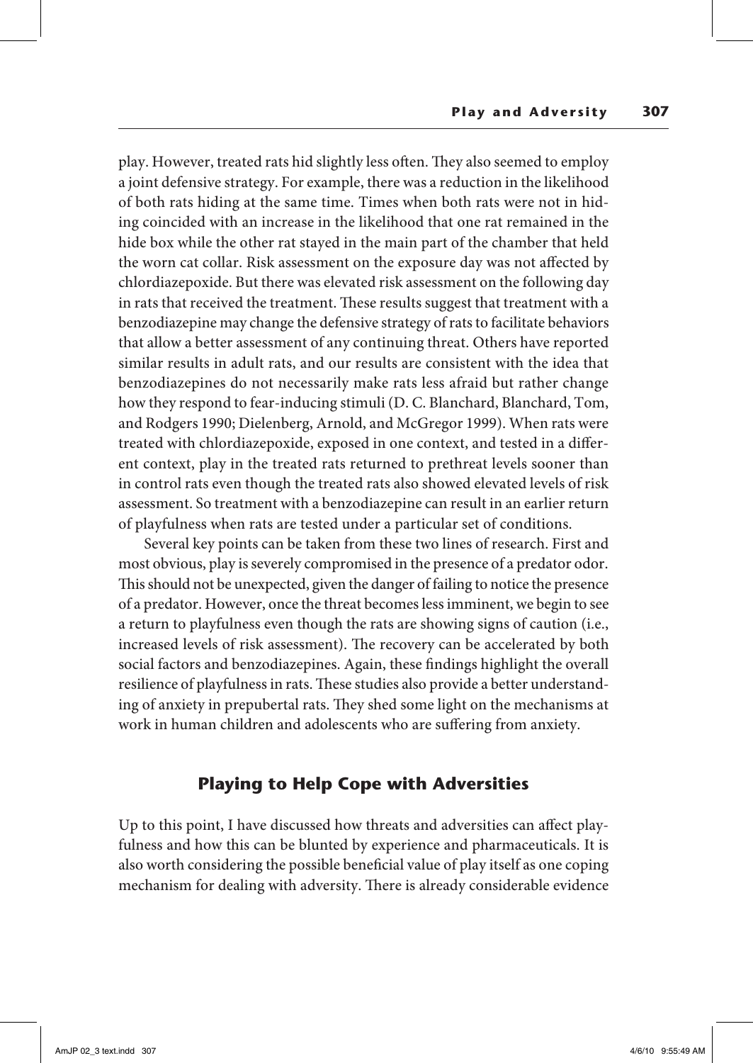play. However, treated rats hid slightly less often. They also seemed to employ a joint defensive strategy. For example, there was a reduction in the likelihood of both rats hiding at the same time. Times when both rats were not in hiding coincided with an increase in the likelihood that one rat remained in the hide box while the other rat stayed in the main part of the chamber that held the worn cat collar. Risk assessment on the exposure day was not affected by chlordiazepoxide. But there was elevated risk assessment on the following day in rats that received the treatment. These results suggest that treatment with a benzodiazepine may change the defensive strategy of rats to facilitate behaviors that allow a better assessment of any continuing threat. Others have reported similar results in adult rats, and our results are consistent with the idea that benzodiazepines do not necessarily make rats less afraid but rather change how they respond to fear-inducing stimuli (D. C. Blanchard, Blanchard, Tom, and Rodgers 1990; Dielenberg, Arnold, and McGregor 1999). When rats were treated with chlordiazepoxide, exposed in one context, and tested in a different context, play in the treated rats returned to prethreat levels sooner than in control rats even though the treated rats also showed elevated levels of risk assessment. So treatment with a benzodiazepine can result in an earlier return of playfulness when rats are tested under a particular set of conditions.

Several key points can be taken from these two lines of research. First and most obvious, play is severely compromised in the presence of a predator odor. This should not be unexpected, given the danger of failing to notice the presence of a predator. However, once the threat becomes less imminent, we begin to see a return to playfulness even though the rats are showing signs of caution (i.e., increased levels of risk assessment). The recovery can be accelerated by both social factors and benzodiazepines. Again, these findings highlight the overall resilience of playfulness in rats. These studies also provide a better understanding of anxiety in prepubertal rats. They shed some light on the mechanisms at work in human children and adolescents who are suffering from anxiety.

## Playing to Help Cope with Adversities

Up to this point, I have discussed how threats and adversities can affect playfulness and how this can be blunted by experience and pharmaceuticals. It is also worth considering the possible beneficial value of play itself as one coping mechanism for dealing with adversity. There is already considerable evidence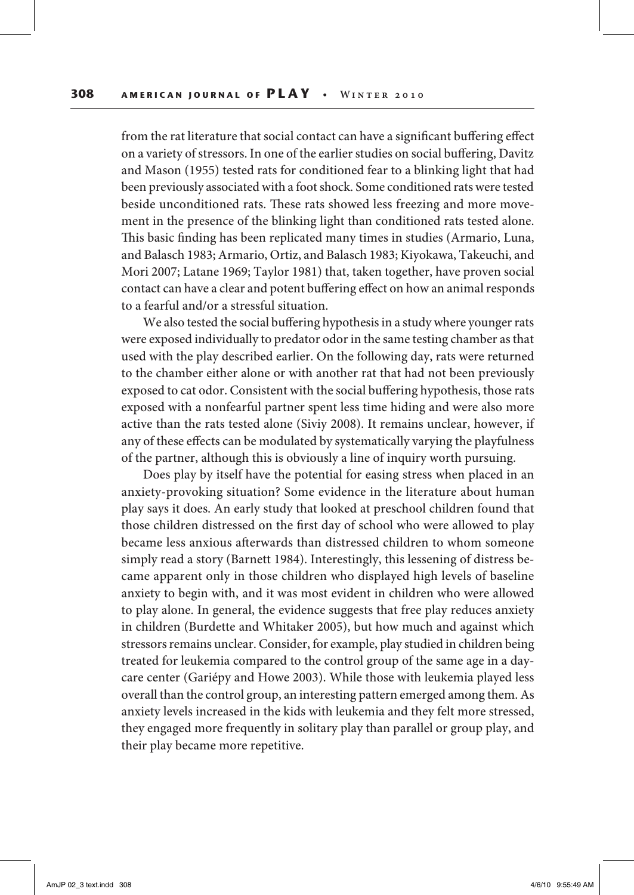from the rat literature that social contact can have a significant buffering effect on a variety of stressors. In one of the earlier studies on social buffering, Davitz and Mason (1955) tested rats for conditioned fear to a blinking light that had been previously associated with a foot shock. Some conditioned rats were tested beside unconditioned rats. These rats showed less freezing and more movement in the presence of the blinking light than conditioned rats tested alone. This basic finding has been replicated many times in studies (Armario, Luna, and Balasch 1983; Armario, Ortiz, and Balasch 1983; Kiyokawa, Takeuchi, and Mori 2007; Latane 1969; Taylor 1981) that, taken together, have proven social contact can have a clear and potent buffering effect on how an animal responds to a fearful and/or a stressful situation.

We also tested the social buffering hypothesis in a study where younger rats were exposed individually to predator odor in the same testing chamber as that used with the play described earlier. On the following day, rats were returned to the chamber either alone or with another rat that had not been previously exposed to cat odor. Consistent with the social buffering hypothesis, those rats exposed with a nonfearful partner spent less time hiding and were also more active than the rats tested alone (Siviy 2008). It remains unclear, however, if any of these effects can be modulated by systematically varying the playfulness of the partner, although this is obviously a line of inquiry worth pursuing.

Does play by itself have the potential for easing stress when placed in an anxiety-provoking situation? Some evidence in the literature about human play says it does. An early study that looked at preschool children found that those children distressed on the first day of school who were allowed to play became less anxious afterwards than distressed children to whom someone simply read a story (Barnett 1984). Interestingly, this lessening of distress became apparent only in those children who displayed high levels of baseline anxiety to begin with, and it was most evident in children who were allowed to play alone. In general, the evidence suggests that free play reduces anxiety in children (Burdette and Whitaker 2005), but how much and against which stressors remains unclear. Consider, for example, play studied in children being treated for leukemia compared to the control group of the same age in a day-care center (Gariépy and Howe 2003). While those with leukemia played less overall than the control group, an interesting pattern emerged among them. As anxiety levels increased in the kids with leukemia and they felt more stressed, they engaged more frequently in solitary play than parallel or group play, and their play became more repetitive.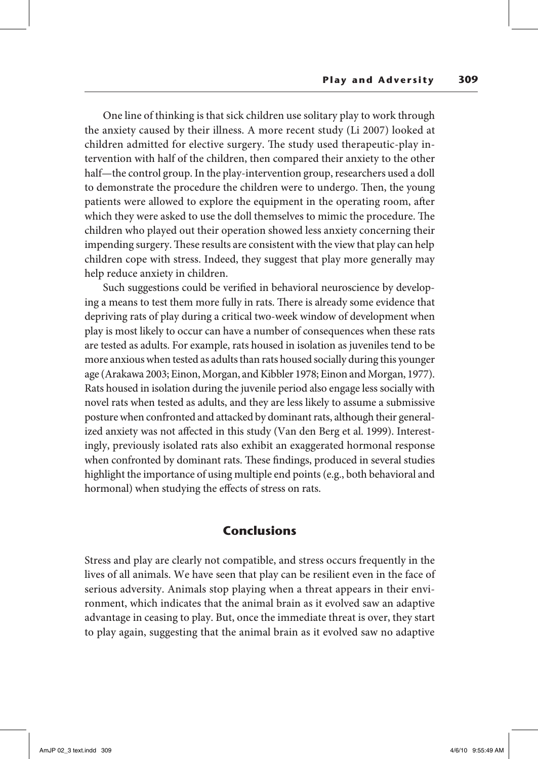One line of thinking is that sick children use solitary play to work through the anxiety caused by their illness. A more recent study (Li 2007) looked at children admitted for elective surgery. The study used therapeutic-play intervention with half of the children, then compared their anxiety to the other half—the control group. In the play-intervention group, researchers used a doll to demonstrate the procedure the children were to undergo. Then, the young patients were allowed to explore the equipment in the operating room, after which they were asked to use the doll themselves to mimic the procedure. The children who played out their operation showed less anxiety concerning their impending surgery. These results are consistent with the view that play can help children cope with stress. Indeed, they suggest that play more generally may help reduce anxiety in children.

Such suggestions could be verified in behavioral neuroscience by developing a means to test them more fully in rats. There is already some evidence that depriving rats of play during a critical two-week window of development when play is most likely to occur can have a number of consequences when these rats are tested as adults. For example, rats housed in isolation as juveniles tend to be more anxious when tested as adults than rats housed socially during this younger age (Arakawa 2003; Einon, Morgan, and Kibbler 1978; Einon and Morgan, 1977). Rats housed in isolation during the juvenile period also engage less socially with novel rats when tested as adults, and they are less likely to assume a submissive posture when confronted and attacked by dominant rats, although their generalized anxiety was not affected in this study (Van den Berg et al. 1999). Interestingly, previously isolated rats also exhibit an exaggerated hormonal response when confronted by dominant rats. These findings, produced in several studies highlight the importance of using multiple end points (e.g., both behavioral and hormonal) when studying the effects of stress on rats.

## Conclusions

Stress and play are clearly not compatible, and stress occurs frequently in the lives of all animals. We have seen that play can be resilient even in the face of serious adversity. Animals stop playing when a threat appears in their environment, which indicates that the animal brain as it evolved saw an adaptive advantage in ceasing to play. But, once the immediate threat is over, they start to play again, suggesting that the animal brain as it evolved saw no adaptive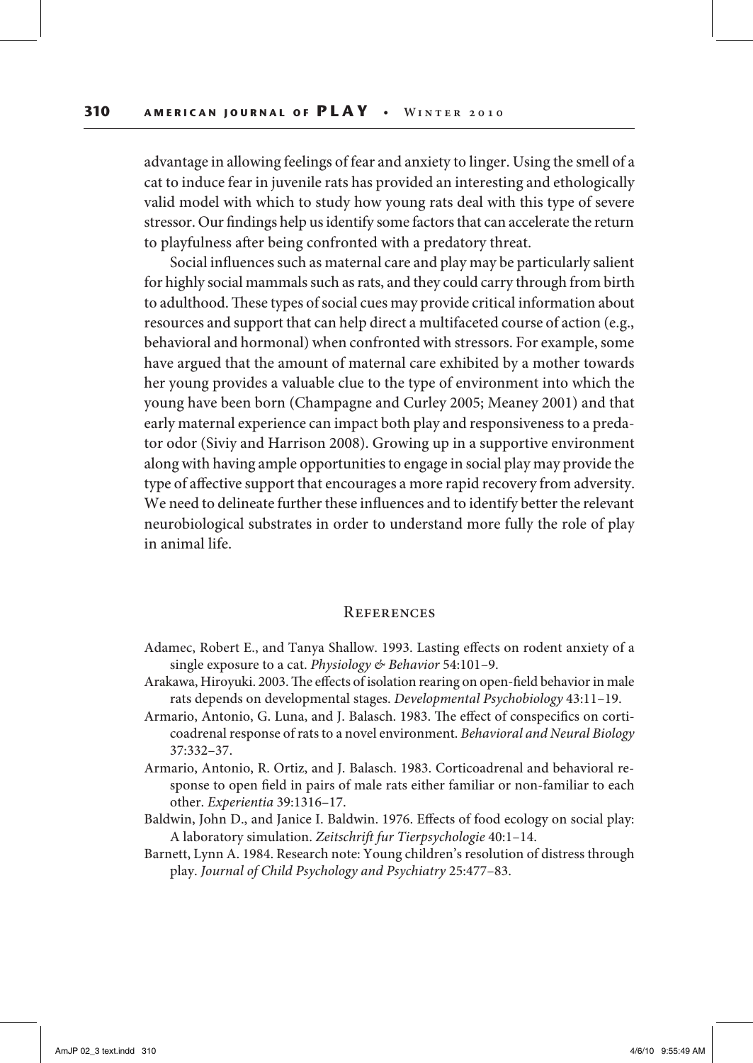advantage in allowing feelings of fear and anxiety to linger. Using the smell of a cat to induce fear in juvenile rats has provided an interesting and ethologically valid model with which to study how young rats deal with this type of severe stressor. Our findings help us identify some factors that can accelerate the return to playfulness after being confronted with a predatory threat.

Social influences such as maternal care and play may be particularly salient for highly social mammals such as rats, and they could carry through from birth to adulthood. These types of social cues may provide critical information about resources and support that can help direct a multifaceted course of action (e.g., behavioral and hormonal) when confronted with stressors. For example, some have argued that the amount of maternal care exhibited by a mother towards her young provides a valuable clue to the type of environment into which the young have been born (Champagne and Curley 2005; Meaney 2001) and that early maternal experience can impact both play and responsiveness to a predator odor (Siviy and Harrison 2008). Growing up in a supportive environment along with having ample opportunities to engage in social play may provide the type of affective support that encourages a more rapid recovery from adversity. We need to delineate further these influences and to identify better the relevant neurobiological substrates in order to understand more fully the role of play in animal life.

## References

Adamec, Robert E., and Tanya Shallow. 1993. Lasting effects on rodent anxiety of a single exposure to a cat. *Physiology & Behavior* 54:101–9.

Arakawa, Hiroyuki. 2003. The effects of isolation rearing on open-field behavior in male rats depends on developmental stages. *Developmental Psychobiology* 43:11–19.

Armario, Antonio, G. Luna, and J. Balasch. 1983. The effect of conspecifics on corticoadrenal response of rats to a novel environment. *Behavioral and Neural Biology* 37:332–37.

Armario, Antonio, R. Ortiz, and J. Balasch. 1983. Corticoadrenal and behavioral response to open field in pairs of male rats either familiar or non-familiar to each other. *Experientia* 39:1316–17.

Baldwin, John D., and Janice I. Baldwin. 1976. Effects of food ecology on social play: A laboratory simulation. *Zeitschrift fur Tierpsychologie* 40:1–14.

Barnett, Lynn A. 1984. Research note: Young children's resolution of distress through play. *Journal of Child Psychology and Psychiatry* 25:477–83.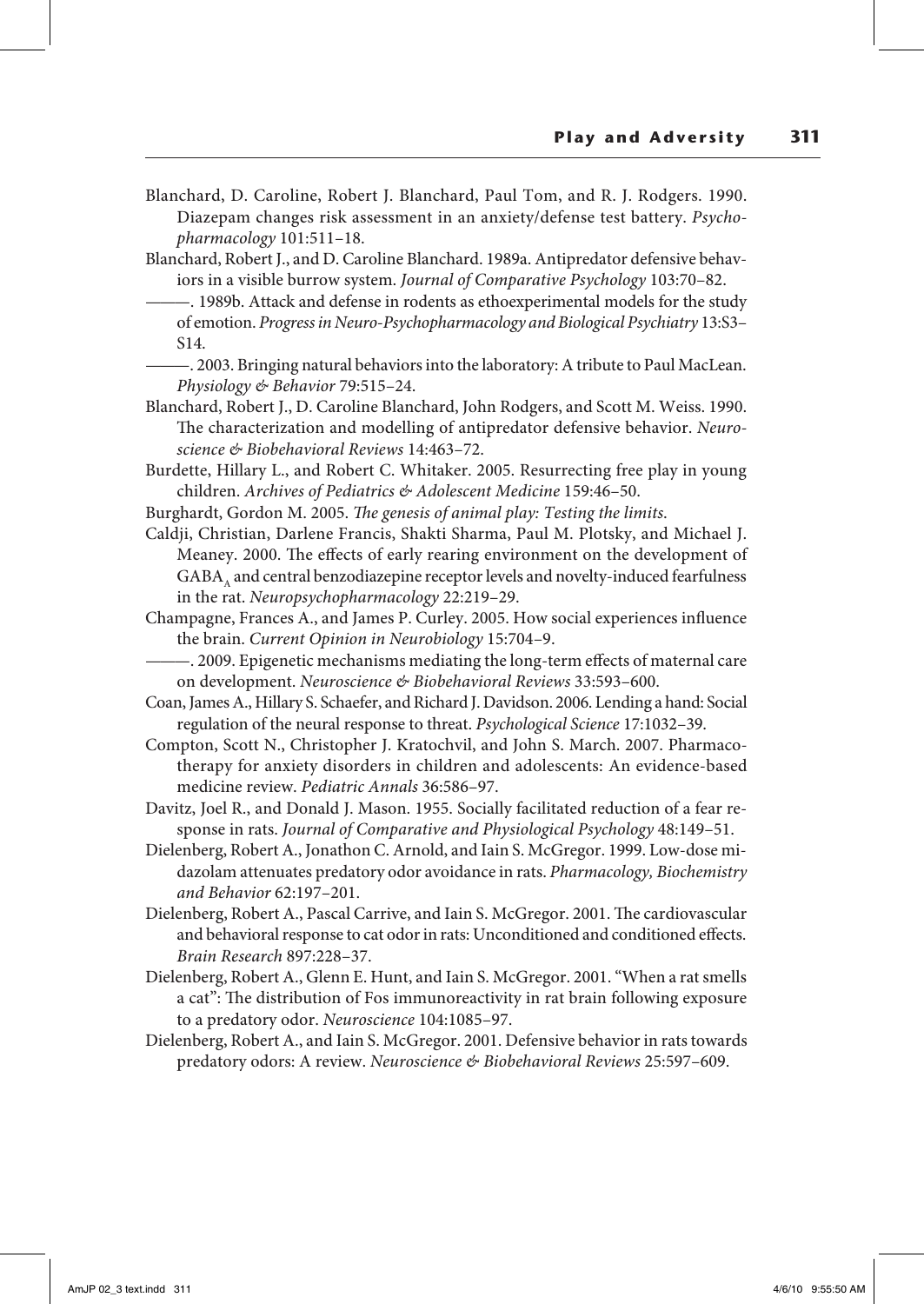Blanchard, D. Caroline, Robert J. Blanchard, Paul Tom, and R. J. Rodgers. 1990. Diazepam changes risk assessment in an anxiety/defense test battery. *Psychopharmacology* 101:511–18.

Blanchard, Robert J., and D. Caroline Blanchard. 1989a. Antipredator defensive behaviors in a visible burrow system. *Journal of Comparative Psychology* 103:70–82.

———. 1989b. Attack and defense in rodents as ethoexperimental models for the study of emotion. *Progress in Neuro-Psychopharmacology and Biological Psychiatry* 13:S3–S14.

———. 2003. Bringing natural behaviors into the laboratory: A tribute to Paul MacLean. *Physiology & Behavior* 79:515–24.

Blanchard, Robert J., D. Caroline Blanchard, John Rodgers, and Scott M. Weiss. 1990. The characterization and modelling of antipredator defensive behavior. *Neuroscience & Biobehavioral Reviews* 14:463–72.

Burdette, Hillary L., and Robert C. Whitaker. 2005. Resurrecting free play in young children. *Archives of Pediatrics & Adolescent Medicine* 159:46–50.

Burghardt, Gordon M. 2005. *The genesis of animal play: Testing the limits.*

Caldji, Christian, Darlene Francis, Shakti Sharma, Paul M. Plotsky, and Michael J. Meaney. 2000. The effects of early rearing environment on the development of $GABA_A$ and central benzodiazepine receptor levels and novelty-induced fearfulness in the rat. *Neuropsychopharmacology* 22:219–29.

Champagne, Frances A., and James P. Curley. 2005. How social experiences influence the brain. *Current Opinion in Neurobiology* 15:704–9.

———. 2009. Epigenetic mechanisms mediating the long-term effects of maternal care on development. *Neuroscience & Biobehavioral Reviews* 33:593–600.

Coan, James A., Hillary S. Schaefer, and Richard J. Davidson. 2006. Lending a hand: Social regulation of the neural response to threat. *Psychological Science* 17:1032–39.

Compton, Scott N., Christopher J. Kratochvil, and John S. March. 2007. Pharmacotherapy for anxiety disorders in children and adolescents: An evidence-based medicine review. *Pediatric Annals* 36:586–97.

Davitz, Joel R., and Donald J. Mason. 1955. Socially facilitated reduction of a fear response in rats. *Journal of Comparative and Physiological Psychology* 48:149–51.

Dielenberg, Robert A., Jonathon C. Arnold, and Iain S. McGregor. 1999. Low-dose midazolam attenuates predatory odor avoidance in rats. *Pharmacology, Biochemistry and Behavior* 62:197–201.

Dielenberg, Robert A., Pascal Carrive, and Iain S. McGregor. 2001. The cardiovascular and behavioral response to cat odor in rats: Unconditioned and conditioned effects. *Brain Research* 897:228–37.

Dielenberg, Robert A., Glenn E. Hunt, and Iain S. McGregor. 2001. "When a rat smells a cat": The distribution of Fos immunoreactivity in rat brain following exposure to a predatory odor. *Neuroscience* 104:1085–97.

Dielenberg, Robert A., and Iain S. McGregor. 2001. Defensive behavior in rats towards predatory odors: A review. *Neuroscience & Biobehavioral Reviews* 25:597–609.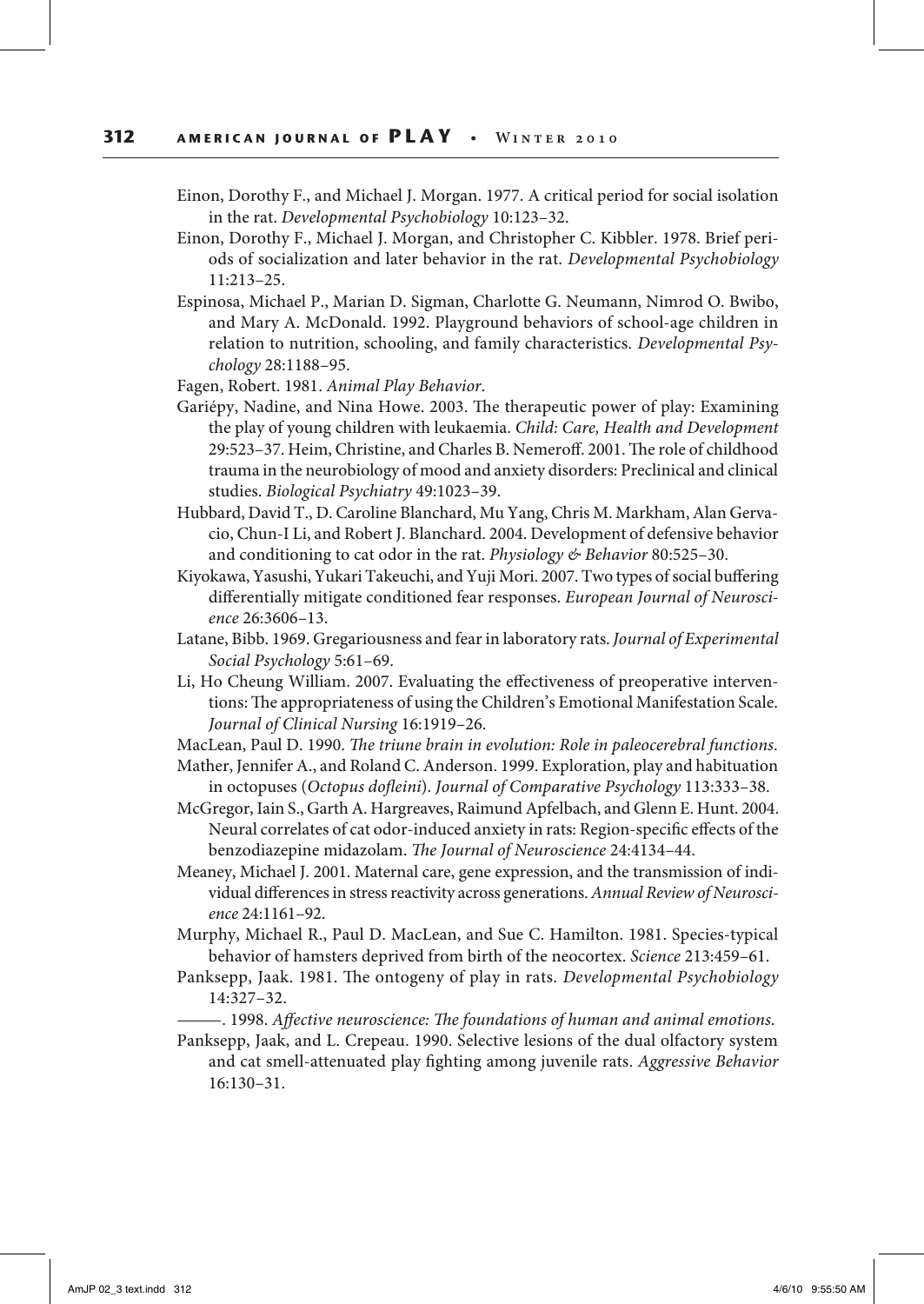Einon, Dorothy F., and Michael J. Morgan. 1977. A critical period for social isolation in the rat. *Developmental Psychobiology* 10:123–32.

Einon, Dorothy F., Michael J. Morgan, and Christopher C. Kibbler. 1978. Brief periods of socialization and later behavior in the rat. *Developmental Psychobiology* 11:213–25.

Espinosa, Michael P., Marian D. Sigman, Charlotte G. Neumann, Nimrod O. Bwibo, and Mary A. McDonald. 1992. Playground behaviors of school-age children in relation to nutrition, schooling, and family characteristics. *Developmental Psychology* 28:1188–95.

Fagen, Robert. 1981. *Animal Play Behavior*.

Gariépy, Nadine, and Nina Howe. 2003. The therapeutic power of play: Examining the play of young children with leukaemia. *Child: Care, Health and Development* 29:523–37. Heim, Christine, and Charles B. Nemeroff. 2001. The role of childhood trauma in the neurobiology of mood and anxiety disorders: Preclinical and clinical studies. *Biological Psychiatry* 49:1023–39.

Hubbard, David T., D. Caroline Blanchard, Mu Yang, Chris M. Markham, Alan Gervacio, Chun-I Li, and Robert J. Blanchard. 2004. Development of defensive behavior and conditioning to cat odor in the rat. *Physiology & Behavior* 80:525–30.

Kiyokawa, Yasushi, Yukari Takeuchi, and Yuji Mori. 2007. Two types of social buffering differentially mitigate conditioned fear responses. *European Journal of Neuroscience* 26:3606–13.

Latane, Bibb. 1969. Gregariousness and fear in laboratory rats. *Journal of Experimental Social Psychology* 5:61–69.

Li, Ho Cheung William. 2007. Evaluating the effectiveness of preoperative interventions: The appropriateness of using the Children's Emotional Manifestation Scale. *Journal of Clinical Nursing* 16:1919–26.

MacLean, Paul D. 1990. *The triune brain in evolution: Role in paleocerebral functions*.

Mather, Jennifer A., and Roland C. Anderson. 1999. Exploration, play and habituation in octopuses (*Octopus dofleini*). *Journal of Comparative Psychology* 113:333–38.

McGregor, Iain S., Garth A. Hargreaves, Raimund Apfelbach, and Glenn E. Hunt. 2004. Neural correlates of cat odor-induced anxiety in rats: Region-specific effects of the benzodiazepine midazolam. *The Journal of Neuroscience* 24:4134–44.

Meaney, Michael J. 2001. Maternal care, gene expression, and the transmission of individual differences in stress reactivity across generations. *Annual Review of Neuroscience* 24:1161–92.

Murphy, Michael R., Paul D. MacLean, and Sue C. Hamilton. 1981. Species-typical behavior of hamsters deprived from birth of the neocortex. *Science* 213:459–61.

Panksepp, Jaak. 1981. The ontogeny of play in rats. *Developmental Psychobiology* 14:327–32.

———. 1998. *Affective neuroscience: The foundations of human and animal emotions*.

Panksepp, Jaak, and L. Crepeau. 1990. Selective lesions of the dual olfactory system and cat smell-attenuated play fighting among juvenile rats. *Aggressive Behavior* 16:130–31.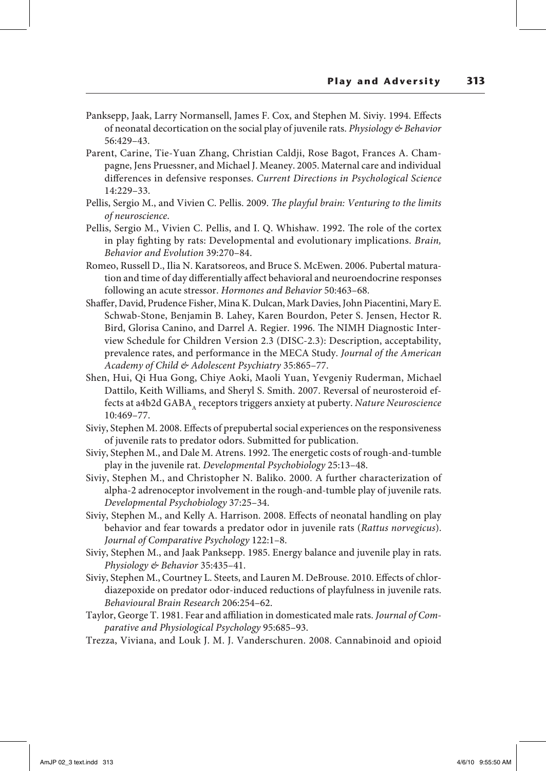Panksepp, Jaak, Larry Normansell, James F. Cox, and Stephen M. Siviy. 1994. Effects of neonatal decortication on the social play of juvenile rats. *Physiology & Behavior* 56:429–43.

Parent, Carine, Tie-Yuan Zhang, Christian Caldji, Rose Bagot, Frances A. Champagne, Jens Pruessner, and Michael J. Meaney. 2005. Maternal care and individual differences in defensive responses. *Current Directions in Psychological Science* 14:229–33.

Pellis, Sergio M., and Vivien C. Pellis. 2009. *The playful brain: Venturing to the limits of neuroscience*.

Pellis, Sergio M., Vivien C. Pellis, and I. Q. Whishaw. 1992. The role of the cortex in play fighting by rats: Developmental and evolutionary implications. *Brain, Behavior and Evolution* 39:270–84.

Romeo, Russell D., Ilia N. Karatsoreos, and Bruce S. McEwen. 2006. Pubertal maturation and time of day differentially affect behavioral and neuroendocrine responses following an acute stressor. *Hormones and Behavior* 50:463–68.

Shaffer, David, Prudence Fisher, Mina K. Dulcan, Mark Davies, John Piacentini, Mary E. Schwab-Stone, Benjamin B. Lahey, Karen Bourdon, Peter S. Jensen, Hector R. Bird, Glorisa Canino, and Darrel A. Regier. 1996. The NIMH Diagnostic Interview Schedule for Children Version 2.3 (DISC-2.3): Description, acceptability, prevalence rates, and performance in the MECA Study. *Journal of the American Academy of Child & Adolescent Psychiatry* 35:865–77.

Shen, Hui, Qi Hua Gong, Chiye Aoki, Maoli Yuan, Yevgeniy Ruderman, Michael Dattilo, Keith Williams, and Sheryl S. Smith. 2007. Reversal of neurosteroid effects at a4b2d $GABA_A$ receptors triggers anxiety at puberty. *Nature Neuroscience* 10:469–77.

Siviy, Stephen M. 2008. Effects of prepubertal social experiences on the responsiveness of juvenile rats to predator odors. Submitted for publication.

Siviy, Stephen M., and Dale M. Atrens. 1992. The energetic costs of rough-and-tumble play in the juvenile rat. *Developmental Psychobiology* 25:13–48.

Siviy, Stephen M., and Christopher N. Baliko. 2000. A further characterization of alpha-2 adrenoceptor involvement in the rough-and-tumble play of juvenile rats. *Developmental Psychobiology* 37:25–34.

Siviy, Stephen M., and Kelly A. Harrison. 2008. Effects of neonatal handling on play behavior and fear towards a predator odor in juvenile rats (*Rattus norvegicus*). *Journal of Comparative Psychology* 122:1–8.

Siviy, Stephen M., and Jaak Panksepp. 1985. Energy balance and juvenile play in rats. *Physiology & Behavior* 35:435–41.

Siviy, Stephen M., Courtney L. Steets, and Lauren M. DeBrouse. 2010. Effects of chlordiazepoxide on predator odor-induced reductions of playfulness in juvenile rats. *Behavioural Brain Research* 206:254–62.

Taylor, George T. 1981. Fear and affiliation in domesticated male rats. *Journal of Comparative and Physiological Psychology* 95:685–93.

Trezza, Viviana, and Louk J. M. J. Vanderschuren. 2008. Cannabinoid and opioid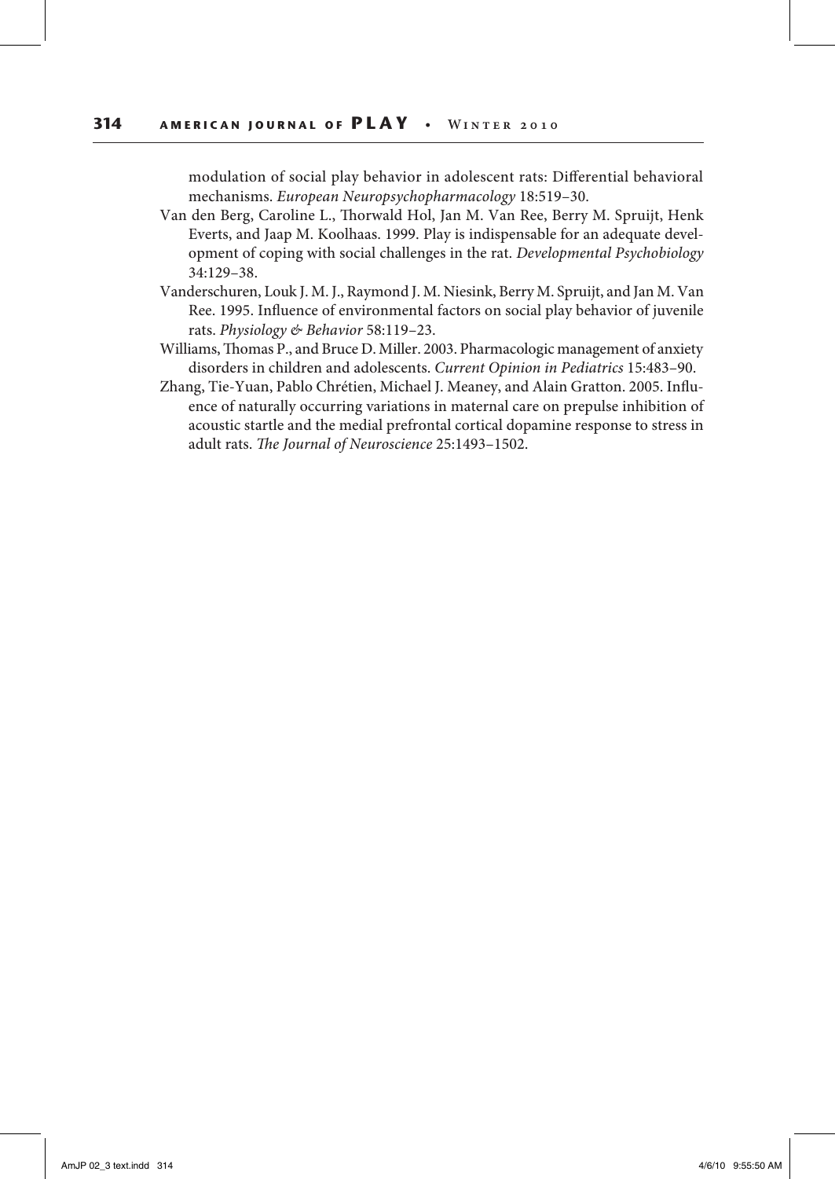modulation of social play behavior in adolescent rats: Differential behavioral mechanisms. *European Neuropsychopharmacology* 18:519–30.

Van den Berg, Caroline L., Thorwald Hol, Jan M. Van Ree, Berry M. Spruijt, Henk Everts, and Jaap M. Koolhaas. 1999. Play is indispensable for an adequate development of coping with social challenges in the rat. *Developmental Psychobiology* 34:129–38.

Vanderschuren, Louk J. M. J., Raymond J. M. Niesink, Berry M. Spruijt, and Jan M. Van Ree. 1995. Influence of environmental factors on social play behavior of juvenile rats. *Physiology & Behavior* 58:119–23.

Williams, Thomas P., and Bruce D. Miller. 2003. Pharmacologic management of anxiety disorders in children and adolescents. *Current Opinion in Pediatrics* 15:483–90.

Zhang, Tie-Yuan, Pablo Chrétien, Michael J. Meaney, and Alain Gratton. 2005. Influence of naturally occurring variations in maternal care on prepulse inhibition of acoustic startle and the medial prefrontal cortical dopamine response to stress in adult rats. *The Journal of Neuroscience* 25:1493–1502.